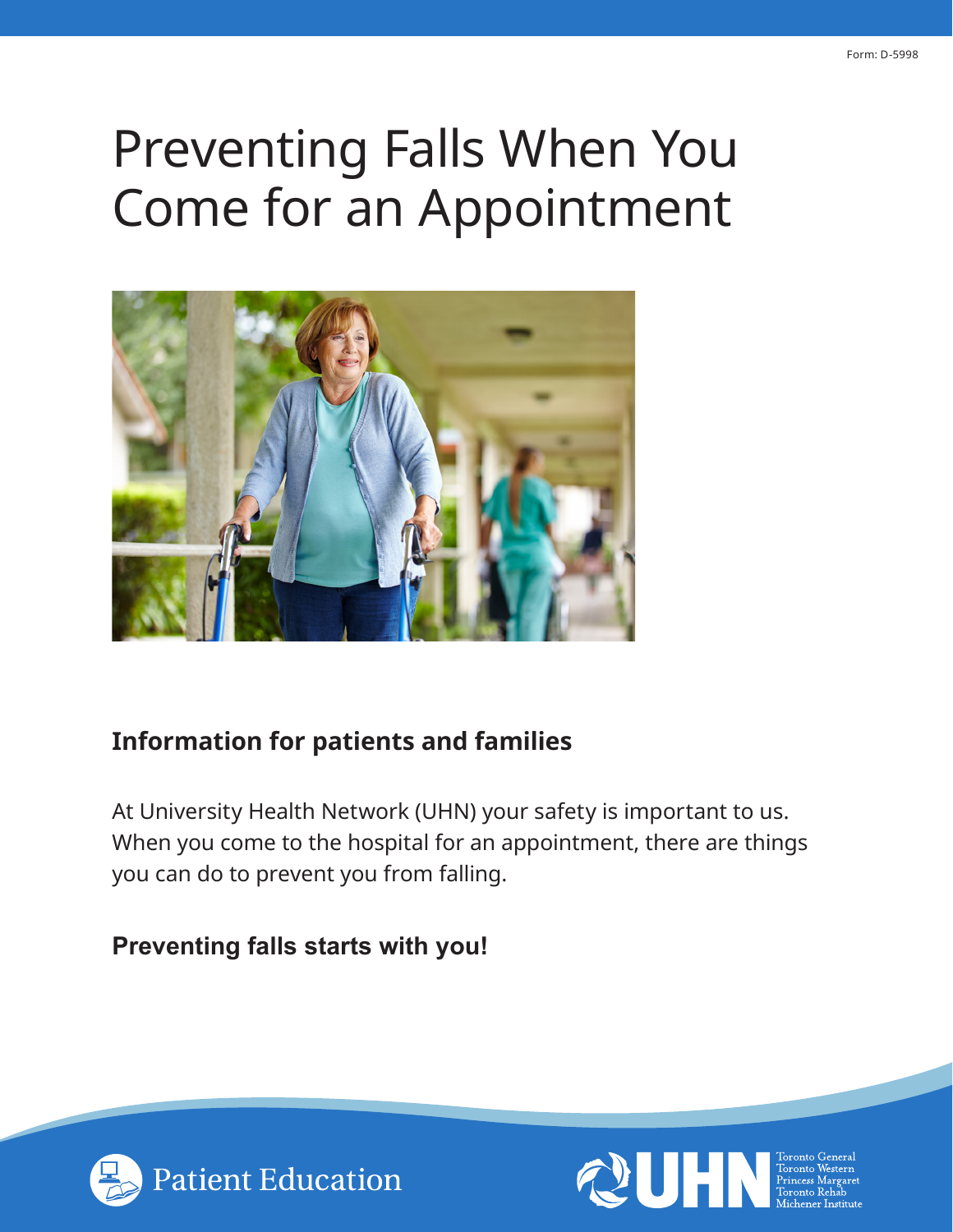Form: D-5998

# Preventing Falls When You Come for an Appointment

## Information for patients and families

At University Health Network (UHN) your safety is important to us. When you come to the hospital for an appointment, there are things you can do to prevent you from falling.

### Preventing falls starts with you!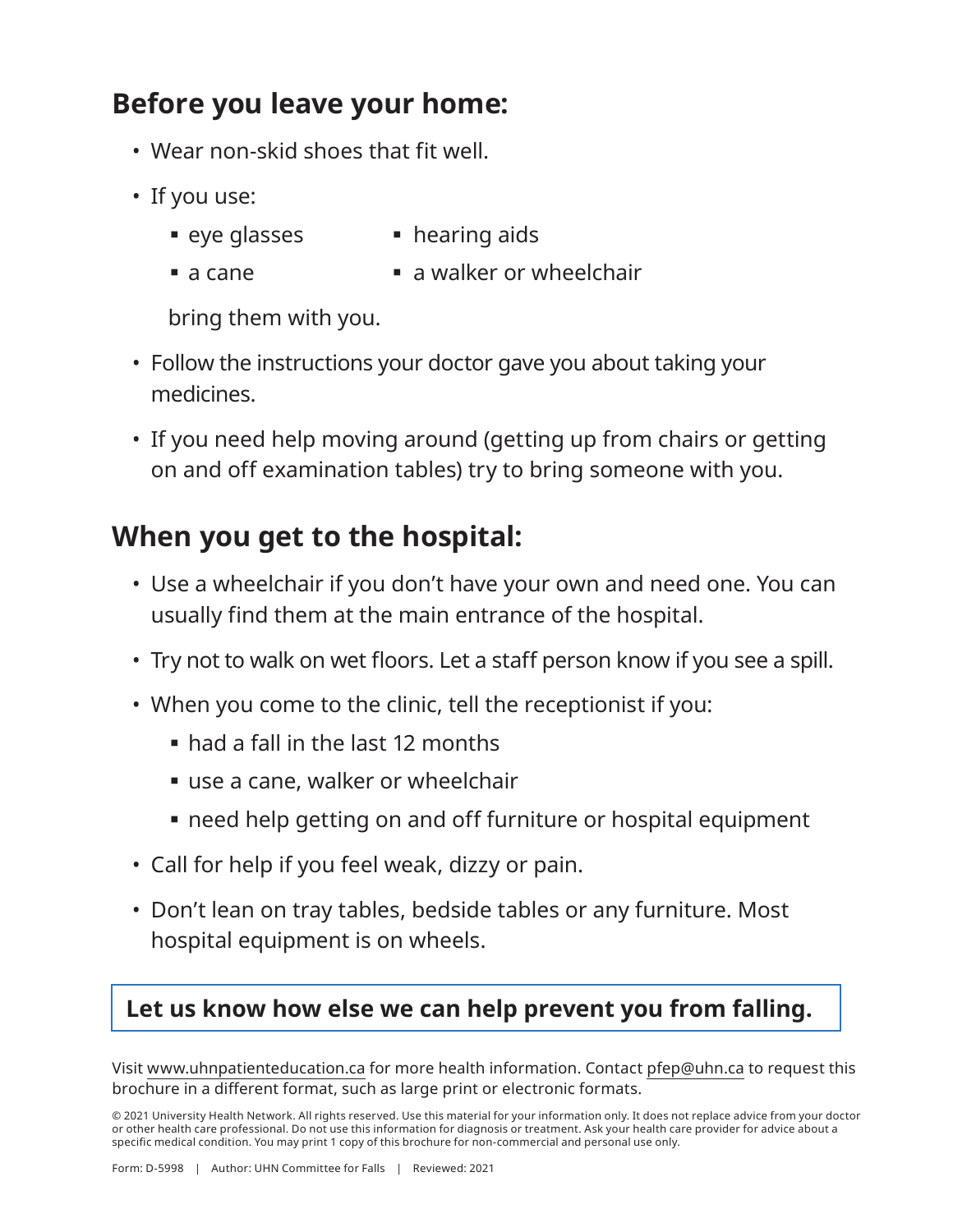## Before you leave your home:

- Wear non-skid shoes that fit well.
- If you use:
  - eye glasses
  - hearing aids
  - a cane
  - a walker or wheelchair

  bring them with you.
- Follow the instructions your doctor gave you about taking your medicines.
- If you need help moving around (getting up from chairs or getting on and off examination tables) try to bring someone with you.

## When you get to the hospital:

- Use a wheelchair if you don't have your own and need one. You can usually find them at the main entrance of the hospital.
- Try not to walk on wet floors. Let a staff person know if you see a spill.
- When you come to the clinic, tell the receptionist if you:
  - had a fall in the last 12 months
  - use a cane, walker or wheelchair
  - need help getting on and off furniture or hospital equipment
- Call for help if you feel weak, dizzy or pain.
- Don't lean on tray tables, bedside tables or any furniture. Most hospital equipment is on wheels.

**Let us know how else we can help prevent you from falling.**

Visit www.uhnpatienteducation.ca for more health information. Contact pfep@uhn.ca to request this brochure in a different format, such as large print or electronic formats.

© 2021 University Health Network. All rights reserved. Use this material for your information only. It does not replace advice from your doctor or other health care professional. Do not use this information for diagnosis or treatment. Ask your health care provider for advice about a specific medical condition. You may print 1 copy of this brochure for non-commercial and personal use only.

Form: D-5998 | Author: UHN Committee for Falls | Reviewed: 2021